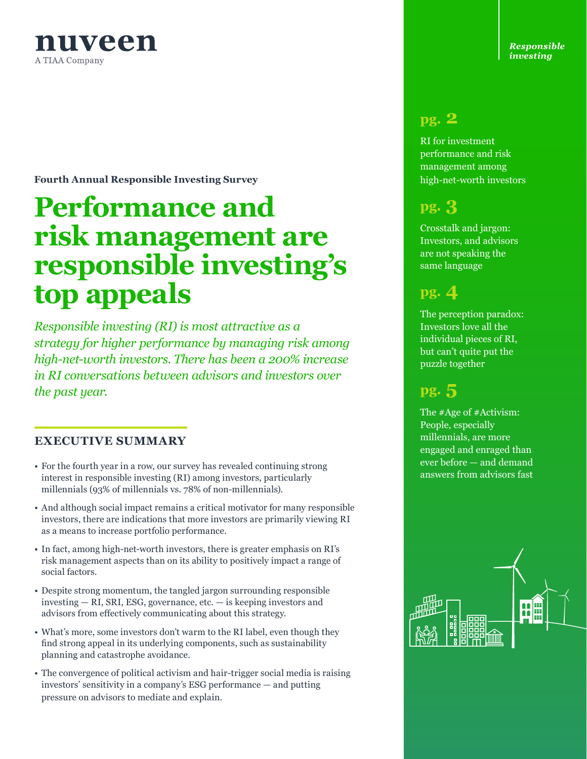nuveen
A TIAA Company

*Responsible investing*

**Fourth Annual Responsible Investing Survey**

# Performance and risk management are responsible investing's top appeals

*Responsible investing (RI) is most attractive as a strategy for higher performance by managing risk among high-net-worth investors. There has been a 200% increase in RI conversations between advisors and investors over the past year.*

## EXECUTIVE SUMMARY

- For the fourth year in a row, our survey has revealed continuing strong interest in responsible investing (RI) among investors, particularly millennials (93% of millennials vs. 78% of non-millennials).
- And although social impact remains a critical motivator for many responsible investors, there are indications that more investors are primarily viewing RI as a means to increase portfolio performance.
- In fact, among high-net-worth investors, there is greater emphasis on RI's risk management aspects than on its ability to positively impact a range of social factors.
- Despite strong momentum, the tangled jargon surrounding responsible investing — RI, SRI, ESG, governance, etc. — is keeping investors and advisors from effectively communicating about this strategy.
- What's more, some investors don't warm to the RI label, even though they find strong appeal in its underlying components, such as sustainability planning and catastrophe avoidance.
- The convergence of political activism and hair-trigger social media is raising investors' sensitivity in a company's ESG performance — and putting pressure on advisors to mediate and explain.

**pg. 2**

RI for investment performance and risk management among high-net-worth investors

**pg. 3**

Crosstalk and jargon: Investors, and advisors are not speaking the same language

**pg. 4**

The perception paradox: Investors love all the individual pieces of RI, but can't quite put the puzzle together

**pg. 5**

The #Age of #Activism: People, especially millennials, are more engaged and enraged than ever before — and demand answers from advisors fast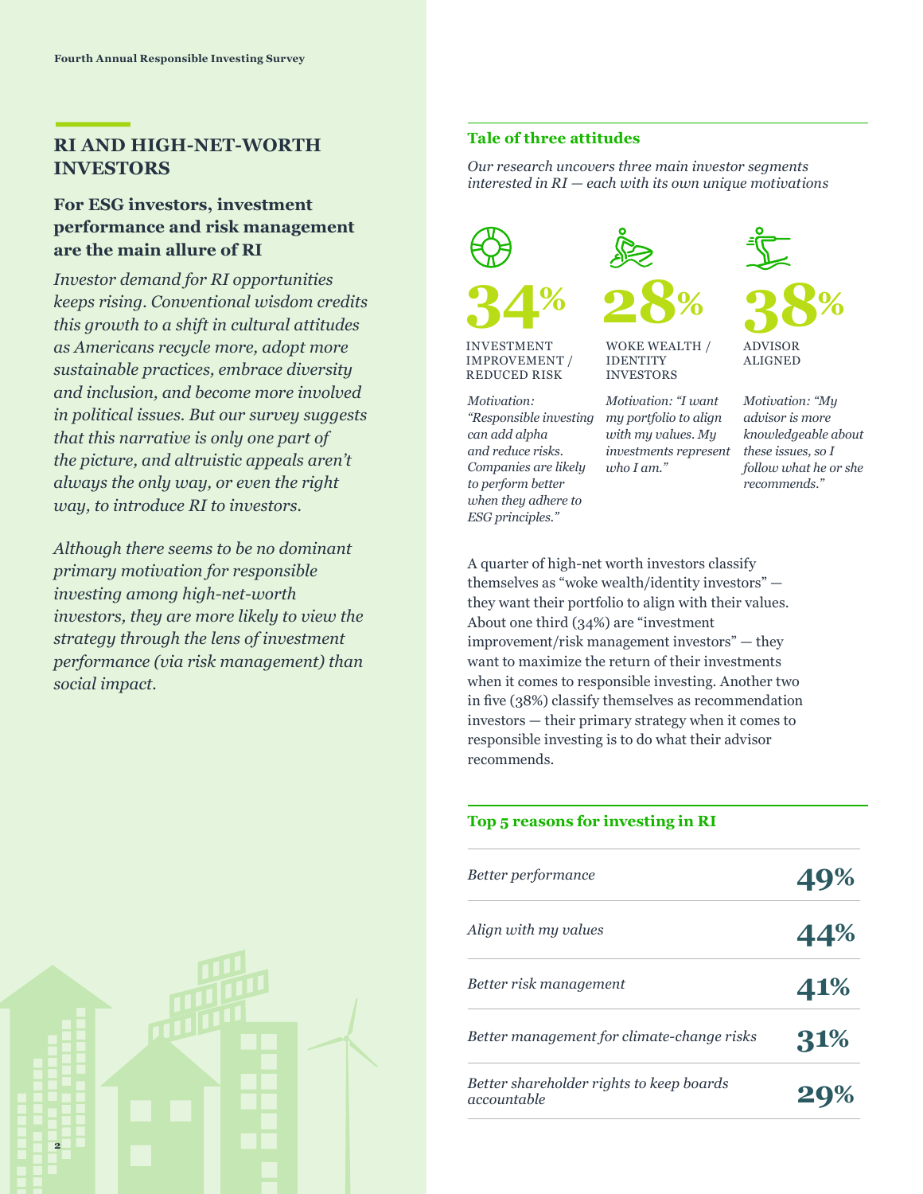## RI AND HIGH-NET-WORTH INVESTORS

### For ESG investors, investment performance and risk management are the main allure of RI

*Investor demand for RI opportunities keeps rising. Conventional wisdom credits this growth to a shift in cultural attitudes as Americans recycle more, adopt more sustainable practices, embrace diversity and inclusion, and become more involved in political issues. But our survey suggests that this narrative is only one part of the picture, and altruistic appeals aren't always the only way, or even the right way, to introduce RI to investors.*

*Although there seems to be no dominant primary motivation for responsible investing among high-net-worth investors, they are more likely to view the strategy through the lens of investment performance (via risk management) than social impact.*

#### Tale of three attitudes

*Our research uncovers three main investor segments interested in RI — each with its own unique motivations*

**34%**

INVESTMENT IMPROVEMENT / REDUCED RISK

*Motivation: "Responsible investing can add alpha and reduce risks. Companies are likely to perform better when they adhere to ESG principles."*

**28%**

WOKE WEALTH / IDENTITY INVESTORS

*Motivation: "I want my portfolio to align with my values. My investments represent who I am."*

**38%**

ADVISOR ALIGNED

*Motivation: "My advisor is more knowledgeable about these issues, so I follow what he or she recommends."*

A quarter of high-net worth investors classify themselves as "woke wealth/identity investors" — they want their portfolio to align with their values. About one third (34%) are "investment improvement/risk management investors" — they want to maximize the return of their investments when it comes to responsible investing. Another two in five (38%) classify themselves as recommendation investors — their primary strategy when it comes to responsible investing is to do what their advisor recommends.

#### Top 5 reasons for investing in RI

| Reason | % |
|---|---|
| *Better performance* | 49% |
| *Align with my values* | 44% |
| *Better risk management* | 41% |
| *Better management for climate-change risks* | 31% |
| *Better shareholder rights to keep boards accountable* | 29% |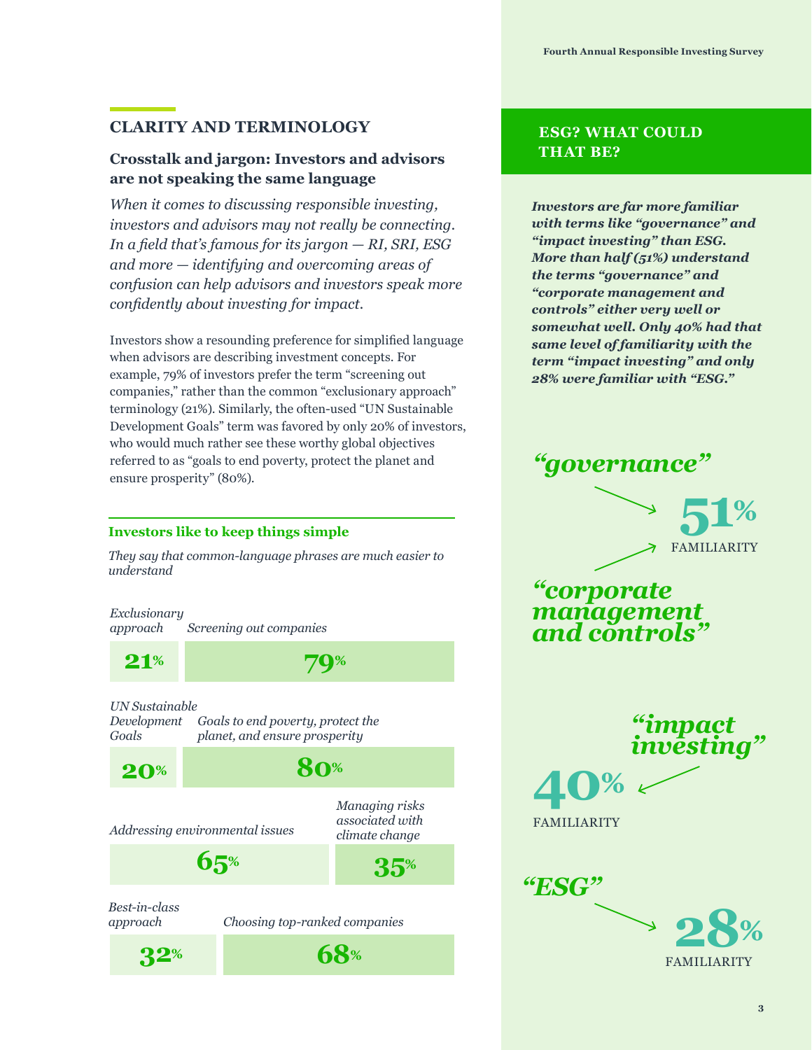## CLARITY AND TERMINOLOGY

### Crosstalk and jargon: Investors and advisors are not speaking the same language

*When it comes to discussing responsible investing, investors and advisors may not really be connecting. In a field that's famous for its jargon — RI, SRI, ESG and more — identifying and overcoming areas of confusion can help advisors and investors speak more confidently about investing for impact.*

Investors show a resounding preference for simplified language when advisors are describing investment concepts. For example, 79% of investors prefer the term "screening out companies," rather than the common "exclusionary approach" terminology (21%). Similarly, the often-used "UN Sustainable Development Goals" term was favored by only 20% of investors, who would much rather see these worthy global objectives referred to as "goals to end poverty, protect the planet and ensure prosperity" (80%).

#### Investors like to keep things simple

*They say that common-language phrases are much easier to understand*

| Term | % | Alternative term | % |
|---|---|---|---|
| *Exclusionary approach* | 21% | *Screening out companies* | 79% |
| *UN Sustainable Development Goals* | 20% | *Goals to end poverty, protect the planet, and ensure prosperity* | 80% |
| *Addressing environmental issues* | 65% | *Managing risks associated with climate change* | 35% |
| *Best-in-class approach* | 32% | *Choosing top-ranked companies* | 68% |

## ESG? WHAT COULD THAT BE?

***Investors are far more familiar with terms like "governance" and "impact investing" than ESG. More than half (51%) understand the terms "governance" and "corporate management and controls" either very well or somewhat well. Only 40% had that same level of familiarity with the term "impact investing" and only 28% were familiar with "ESG."***

*"governance"* / *"corporate management and controls"* — **51%** FAMILIARITY

*"impact investing"* — **40%** FAMILIARITY

*"ESG"* — **28%** FAMILIARITY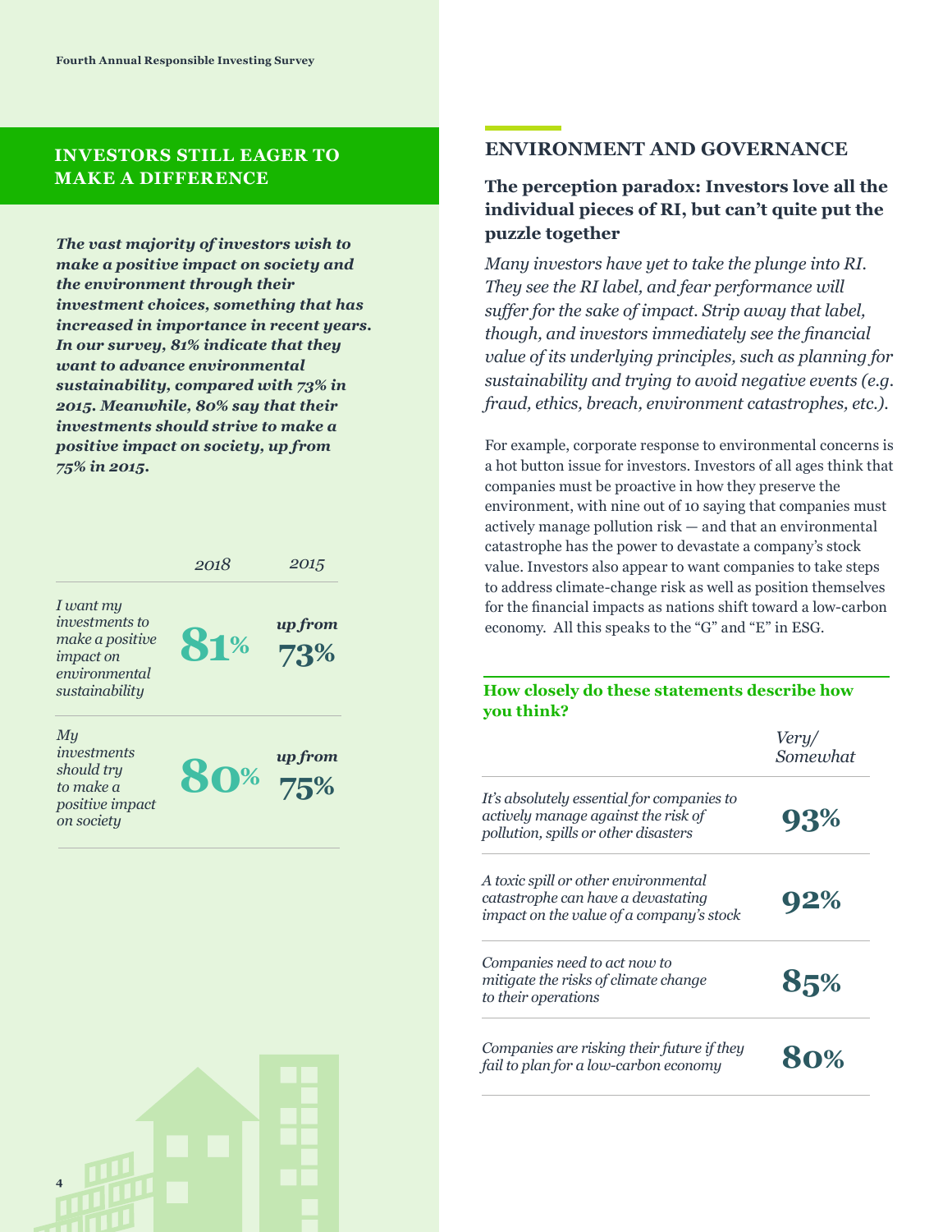## INVESTORS STILL EAGER TO MAKE A DIFFERENCE

***The vast majority of investors wish to make a positive impact on society and the environment through their investment choices, something that has increased in importance in recent years. In our survey, 81% indicate that they want to advance environmental sustainability, compared with 73% in 2015. Meanwhile, 80% say that their investments should strive to make a positive impact on society, up from 75% in 2015.***

| | *2018* | *2015* |
|---|---|---|
| *I want my investments to make a positive impact on environmental sustainability* | **81%** | ***up from*** **73%** |
| *My investments should try to make a positive impact on society* | **80%** | ***up from*** **75%** |

## ENVIRONMENT AND GOVERNANCE

### The perception paradox: Investors love all the individual pieces of RI, but can't quite put the puzzle together

*Many investors have yet to take the plunge into RI. They see the RI label, and fear performance will suffer for the sake of impact. Strip away that label, though, and investors immediately see the financial value of its underlying principles, such as planning for sustainability and trying to avoid negative events (e.g. fraud, ethics, breach, environment catastrophes, etc.).*

For example, corporate response to environmental concerns is a hot button issue for investors. Investors of all ages think that companies must be proactive in how they preserve the environment, with nine out of 10 saying that companies must actively manage pollution risk — and that an environmental catastrophe has the power to devastate a company's stock value. Investors also appear to want companies to take steps to address climate-change risk as well as position themselves for the financial impacts as nations shift toward a low-carbon economy. All this speaks to the "G" and "E" in ESG.

**How closely do these statements describe how you think?**

| | *Very/ Somewhat* |
|---|---|
| *It's absolutely essential for companies to actively manage against the risk of pollution, spills or other disasters* | **93%** |
| *A toxic spill or other environmental catastrophe can have a devastating impact on the value of a company's stock* | **92%** |
| *Companies need to act now to mitigate the risks of climate change to their operations* | **85%** |
| *Companies are risking their future if they fail to plan for a low-carbon economy* | **80%** |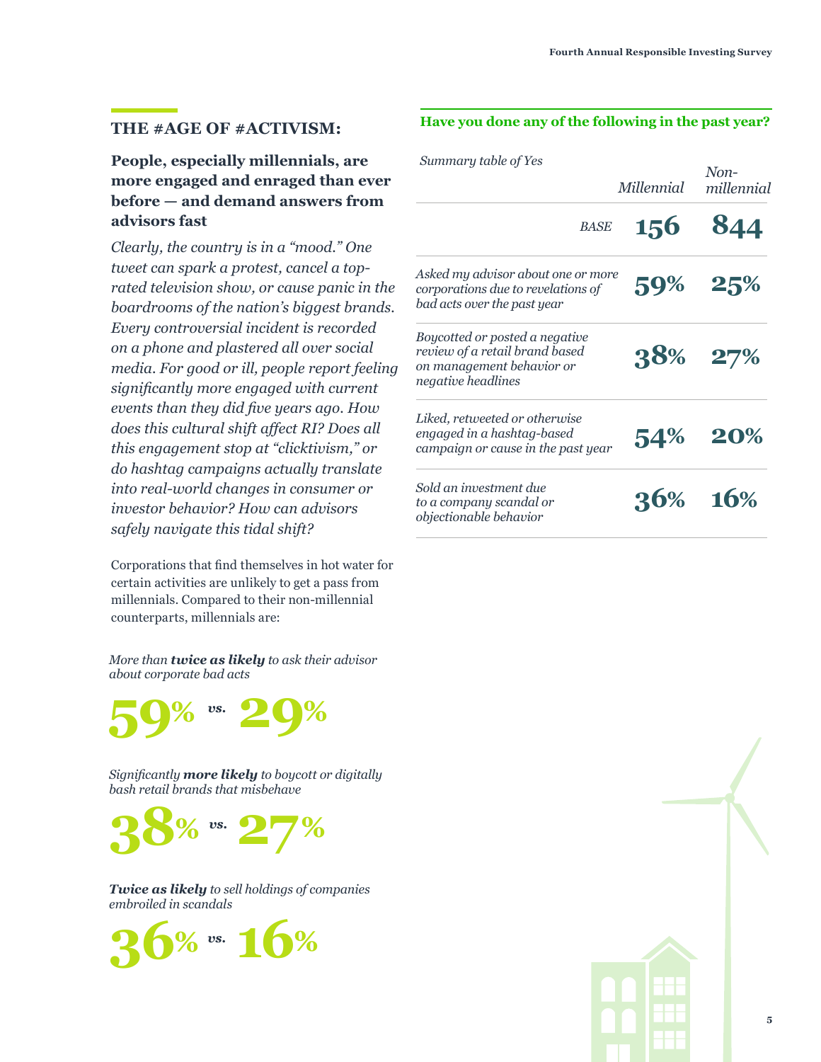## THE #AGE OF #ACTIVISM:

**People, especially millennials, are more engaged and enraged than ever before — and demand answers from advisors fast**

*Clearly, the country is in a "mood." One tweet can spark a protest, cancel a top-rated television show, or cause panic in the boardrooms of the nation's biggest brands. Every controversial incident is recorded on a phone and plastered all over social media. For good or ill, people report feeling significantly more engaged with current events than they did five years ago. How does this cultural shift affect RI? Does all this engagement stop at "clicktivism," or do hashtag campaigns actually translate into real-world changes in consumer or investor behavior? How can advisors safely navigate this tidal shift?*

Corporations that find themselves in hot water for certain activities are unlikely to get a pass from millennials. Compared to their non-millennial counterparts, millennials are:

*More than **twice as likely** to ask their advisor about corporate bad acts*

**59%** *vs.* **29%**

*Significantly **more likely** to boycott or digitally bash retail brands that misbehave*

**38%** *vs.* **27%**

***Twice as likely** to sell holdings of companies embroiled in scandals*

**36%** *vs.* **16%**

**Have you done any of the following in the past year?**

*Summary table of Yes*

| | *Millennial* | *Non-millennial* |
|---|---|---|
| *BASE* | **156** | **844** |
| *Asked my advisor about one or more corporations due to revelations of bad acts over the past year* | **59%** | **25%** |
| *Boycotted or posted a negative review of a retail brand based on management behavior or negative headlines* | **38%** | **27%** |
| *Liked, retweeted or otherwise engaged in a hashtag-based campaign or cause in the past year* | **54%** | **20%** |
| *Sold an investment due to a company scandal or objectionable behavior* | **36%** | **16%** |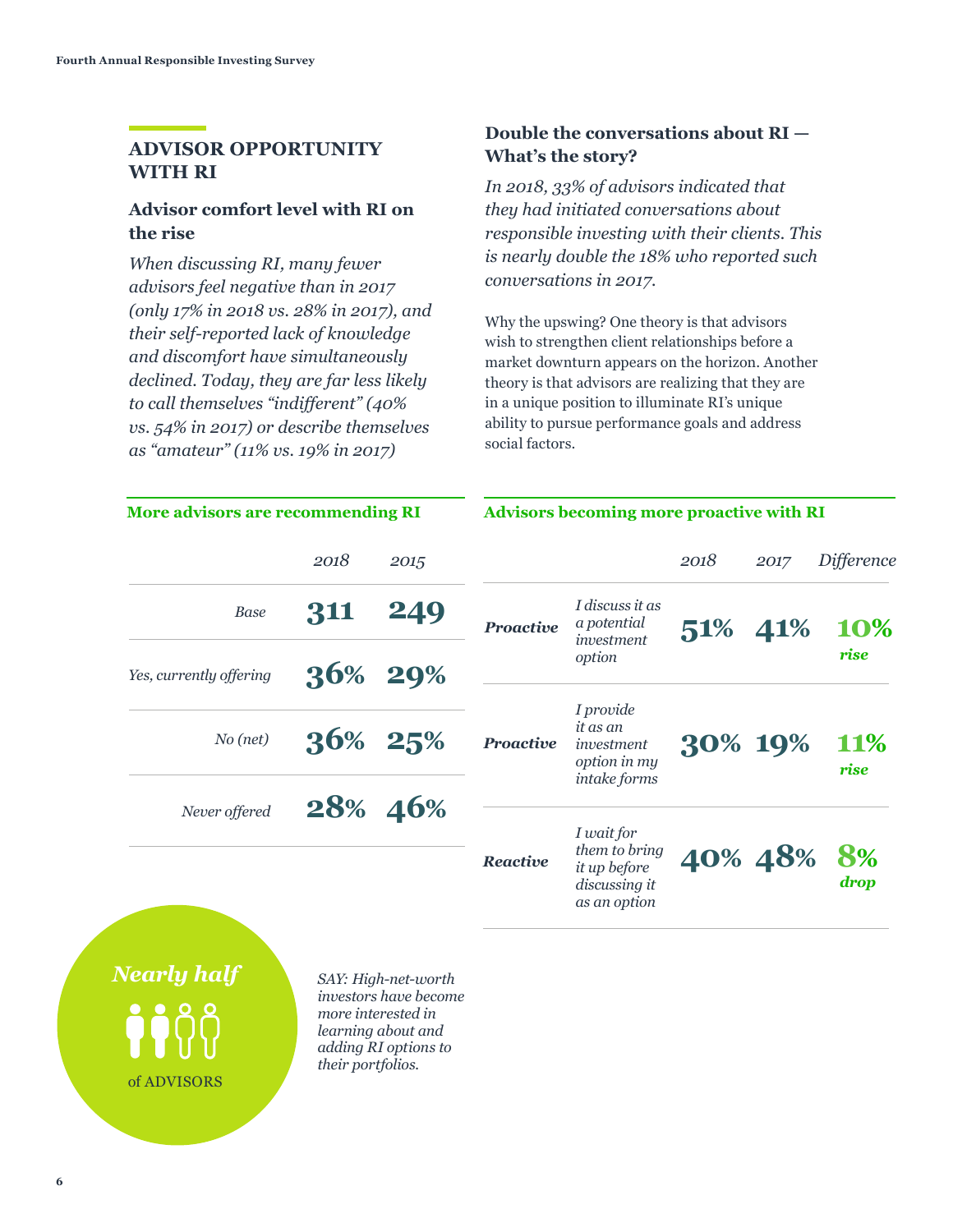## ADVISOR OPPORTUNITY WITH RI

### Advisor comfort level with RI on the rise

*When discussing RI, many fewer advisors feel negative than in 2017 (only 17% in 2018 vs. 28% in 2017), and their self-reported lack of knowledge and discomfort have simultaneously declined. Today, they are far less likely to call themselves "indifferent" (40% vs. 54% in 2017) or describe themselves as "amateur" (11% vs. 19% in 2017)*

### Double the conversations about RI — What's the story?

*In 2018, 33% of advisors indicated that they had initiated conversations about responsible investing with their clients. This is nearly double the 18% who reported such conversations in 2017.*

Why the upswing? One theory is that advisors wish to strengthen client relationships before a market downturn appears on the horizon. Another theory is that advisors are realizing that they are in a unique position to illuminate RI's unique ability to pursue performance goals and address social factors.

**More advisors are recommending RI**

| | *2018* | *2015* |
|---|---|---|
| *Base* | **311** | **249** |
| *Yes, currently offering* | **36%** | **29%** |
| *No (net)* | **36%** | **25%** |
| *Never offered* | **28%** | **46%** |

**Advisors becoming more proactive with RI**

| | | *2018* | *2017* | *Difference* |
|---|---|---|---|---|
| ***Proactive*** | *I discuss it as a potential investment option* | **51%** | **41%** | **10%** ***rise*** |
| ***Proactive*** | *I provide it as an investment option in my intake forms* | **30%** | **19%** | **11%** ***rise*** |
| ***Reactive*** | *I wait for them to bring it up before discussing it as an option* | **40%** | **48%** | **8%** ***drop*** |

***Nearly half*** of ADVISORS

*SAY: High-net-worth investors have become more interested in learning about and adding RI options to their portfolios.*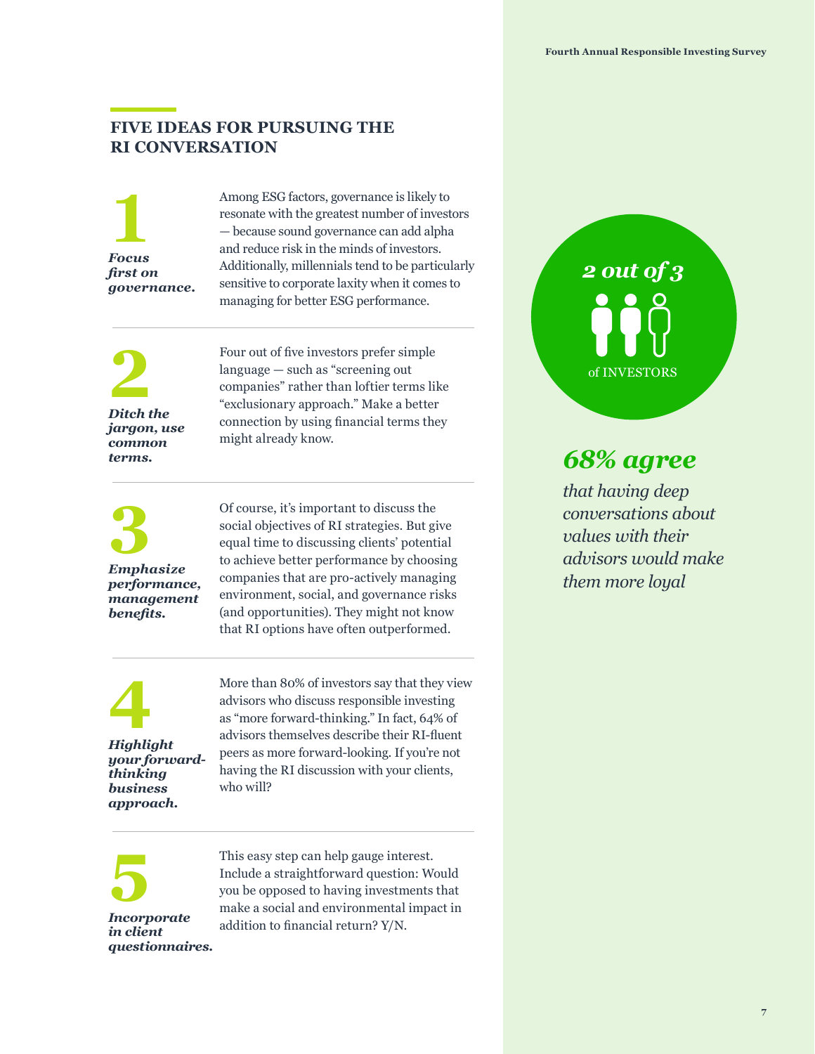## FIVE IDEAS FOR PURSUING THE RI CONVERSATION

**1**

***Focus first on governance.***

Among ESG factors, governance is likely to resonate with the greatest number of investors — because sound governance can add alpha and reduce risk in the minds of investors. Additionally, millennials tend to be particularly sensitive to corporate laxity when it comes to managing for better ESG performance.

**2**

***Ditch the jargon, use common terms.***

Four out of five investors prefer simple language — such as "screening out companies" rather than loftier terms like "exclusionary approach." Make a better connection by using financial terms they might already know.

**3**

***Emphasize performance, management benefits.***

Of course, it's important to discuss the social objectives of RI strategies. But give equal time to discussing clients' potential to achieve better performance by choosing companies that are pro-actively managing environment, social, and governance risks (and opportunities). They might not know that RI options have often outperformed.

**4**

***Highlight your forward-thinking business approach.***

More than 80% of investors say that they view advisors who discuss responsible investing as "more forward-thinking." In fact, 64% of advisors themselves describe their RI-fluent peers as more forward-looking. If you're not having the RI discussion with your clients, who will?

**5**

***Incorporate in client questionnaires.***

This easy step can help gauge interest. Include a straightforward question: Would you be opposed to having investments that make a social and environmental impact in addition to financial return? Y/N.

*2 out of 3*

of INVESTORS

***68% agree***

*that having deep conversations about values with their advisors would make them more loyal*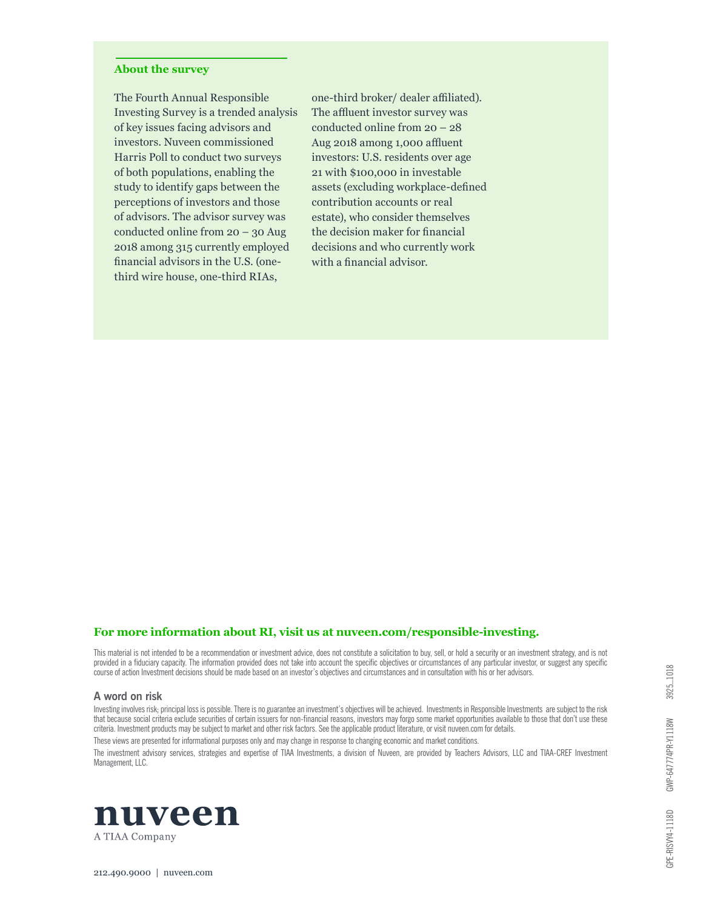## About the survey

The Fourth Annual Responsible Investing Survey is a trended analysis of key issues facing advisors and investors. Nuveen commissioned Harris Poll to conduct two surveys of both populations, enabling the study to identify gaps between the perceptions of investors and those of advisors. The advisor survey was conducted online from 20 – 30 Aug 2018 among 315 currently employed financial advisors in the U.S. (one-third wire house, one-third RIAs, one-third broker/ dealer affiliated). The affluent investor survey was conducted online from 20 – 28 Aug 2018 among 1,000 affluent investors: U.S. residents over age 21 with $100,000 in investable assets (excluding workplace-defined contribution accounts or real estate), who consider themselves the decision maker for financial decisions and who currently work with a financial advisor.

**For more information about RI, visit us at nuveen.com/responsible-investing.**

This material is not intended to be a recommendation or investment advice, does not constitute a solicitation to buy, sell, or hold a security or an investment strategy, and is not provided in a fiduciary capacity. The information provided does not take into account the specific objectives or circumstances of any particular investor, or suggest any specific course of action Investment decisions should be made based on an investor's objectives and circumstances and in consultation with his or her advisors.

### A word on risk

Investing involves risk; principal loss is possible. There is no guarantee an investment's objectives will be achieved. Investments in Responsible Investments are subject to the risk that because social criteria exclude securities of certain issuers for non-financial reasons, investors may forgo some market opportunities available to those that don't use these criteria. Investment products may be subject to market and other risk factors. See the applicable product literature, or visit nuveen.com for details.

These views are presented for informational purposes only and may change in response to changing economic and market conditions.

The investment advisory services, strategies and expertise of TIAA Investments, a division of Nuveen, are provided by Teachers Advisors, LLC and TIAA-CREF Investment Management, LLC.

nuveen
A TIAA Company

212.490.9000 | nuveen.com

GPE-RISVY4-1118D GWP-647774PR-Y1118W 3925_1018